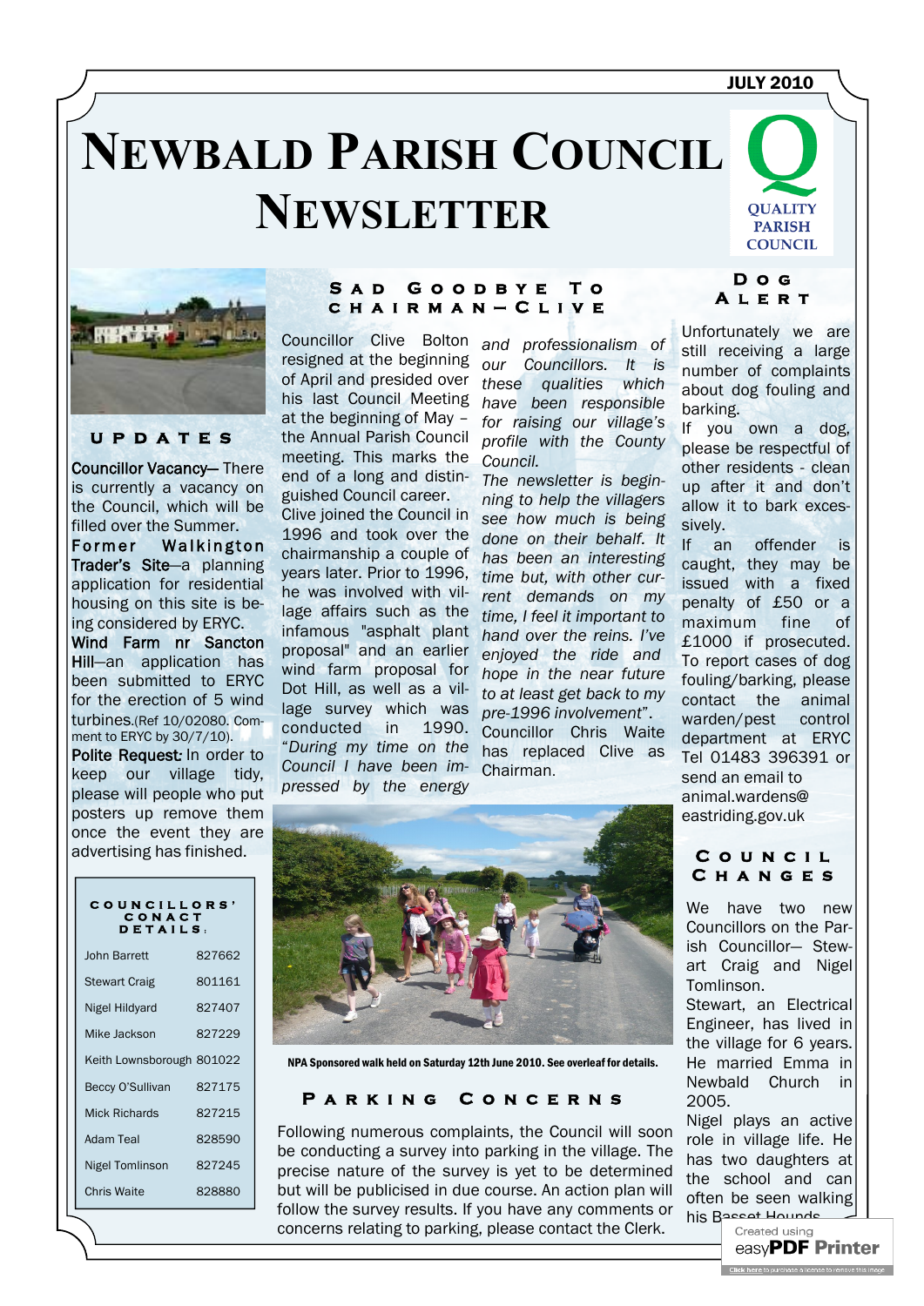JULY 2010

# Newbald Parish Council Newsletter

QUALITY PARISH COUNCIL

## Updates

**Councillor Vacancy—** There is currently a vacancy on the Council, which will be filled over the Summer.

**Former Walkington Trader's Site**—a planning application for residential housing on this site is being considered by ERYC.

**Wind Farm nr Sancton Hill**—an application has been submitted to ERYC for the erection of 5 wind turbines.(Ref 10/02080. Comment to ERYC by 30/7/10).

**Polite Request:** In order to keep our village tidy, please will people who put posters up remove them once the event they are advertising has finished.

| Councillors' Conact Details: | |
|---|---|
| John Barrett | 827662 |
| Stewart Craig | 801161 |
| Nigel Hildyard | 827407 |
| Mike Jackson | 827229 |
| Keith Lownsborough | 801022 |
| Beccy O'Sullivan | 827175 |
| Mick Richards | 827215 |
| Adam Teal | 828590 |
| Nigel Tomlinson | 827245 |
| Chris Waite | 828880 |

## Sad Goodbye To Chairman—Clive

Councillor Clive Bolton resigned at the beginning of April and presided over his last Council Meeting at the beginning of May – the Annual Parish Council meeting. This marks the end of a long and distinguished Council career. Clive joined the Council in 1996 and took over the chairmanship a couple of years later. Prior to 1996, he was involved with village affairs such as the infamous "asphalt plant proposal" and an earlier wind farm proposal for Dot Hill, as well as a village survey which was conducted in 1990. "*During my time on the Council I have been impressed by the energy and professionalism of our Councillors. It is these qualities which have been responsible for raising our village's profile with the County Council.*

*The newsletter is beginning to help the villagers see how much is being done on their behalf. It has been an interesting time but, with other current demands on my time, I feel it important to hand over the reins. I've enjoyed the ride and hope in the near future to at least get back to my pre-1996 involvement*".

Councillor Chris Waite has replaced Clive as Chairman.

**NPA Sponsored walk held on Saturday 12th June 2010. See overleaf for details.**

## Parking Concerns

Following numerous complaints, the Council will soon be conducting a survey into parking in the village. The precise nature of the survey is yet to be determined but will be publicised in due course. An action plan will follow the survey results. If you have any comments or concerns relating to parking, please contact the Clerk.

## Dog Alert

Unfortunately we are still receiving a large number of complaints about dog fouling and barking.

If you own a dog, please be respectful of other residents - clean up after it and don't allow it to bark excessively.

If an offender is caught, they may be issued with a fixed penalty of £50 or a maximum fine of £1000 if prosecuted.

To report cases of dog fouling/barking, please contact the animal warden/pest control department at ERYC Tel 01483 396391 or send an email to animal.wardens@eastriding.gov.uk

## Council Changes

We have two new Councillors on the Parish Councillor— Stewart Craig and Nigel Tomlinson.

Stewart, an Electrical Engineer, has lived in the village for 6 years. He married Emma in Newbald Church in 2005.

Nigel plays an active role in village life. He has two daughters at the school and can often be seen walking his Basset Hounds.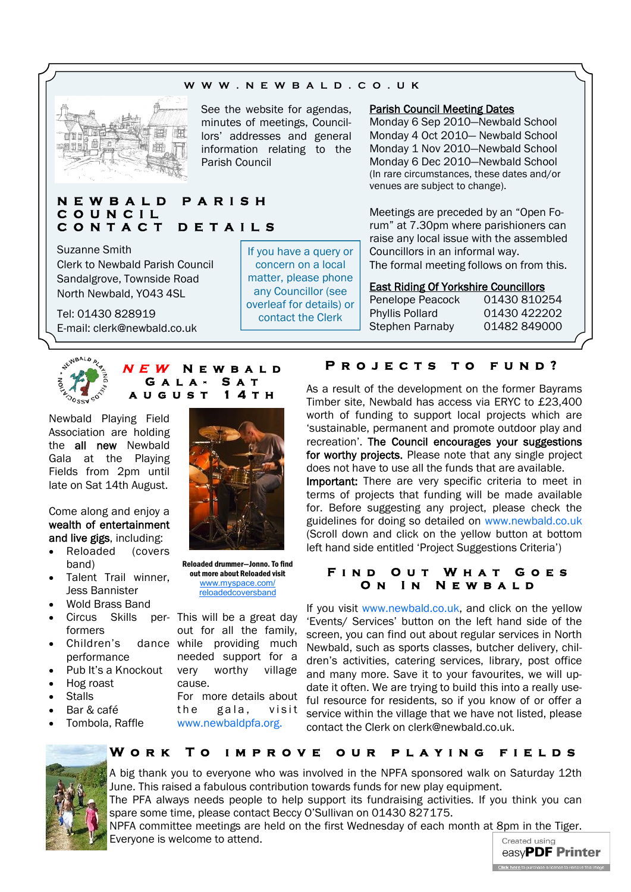## WWW.NEWBALD.CO.UK

See the website for agendas, minutes of meetings, Councillors' addresses and general information relating to the Parish Council

**Parish Council Meeting Dates**

Monday 6 Sep 2010—Newbald School
Monday 4 Oct 2010— Newbald School
Monday 1 Nov 2010—Newbald School
Monday 6 Dec 2010—Newbald School
(In rare circumstances, these dates and/or venues are subject to change).

Meetings are preceded by an "Open Forum" at 7.30pm where parishioners can raise any local issue with the assembled Councillors in an informal way.
The formal meeting follows on from this.

## NEWBALD PARISH COUNCIL CONTACT DETAILS

Suzanne Smith
Clerk to Newbald Parish Council
Sandalgrove, Townside Road
North Newbald, YO43 4SL

Tel: 01430 828919
E-mail: clerk@newbald.co.uk

If you have a query or concern on a local matter, please phone any Councillor (see overleaf for details) or contact the Clerk

**East Riding Of Yorkshire Councillors**

| | |
|---|---|
| Penelope Peacock | 01430 810254 |
| Phyllis Pollard | 01430 422202 |
| Stephen Parnaby | 01482 849000 |

## *NEW* NEWBALD GALA - SAT AUGUST 14TH

Newbald Playing Field Association are holding the **all new** Newbald Gala at the Playing Fields from 2pm until late on Sat 14th August.

Come along and enjoy a **wealth of entertainment and live gigs**, including:

- Reloaded (covers band)
- Talent Trail winner, Jess Bannister
- Wold Brass Band
- Circus Skills performers
- Children's dance performance
- Pub It's a Knockout
- Hog roast
- Stalls
- Bar & café
- Tombola, Raffle

**Reloaded drummer—Jonno. To find out more about Reloaded visit** www.myspace.com/reloadedcoversband

This will be a great day out for all the family, while providing much needed support for a very worthy village cause.

For more details about the gala, visit www.newbaldpfa.org.

## PROJECTS TO FUND?

As a result of the development on the former Bayrams Timber site, Newbald has access via ERYC to £23,400 worth of funding to support local projects which are 'sustainable, permanent and promote outdoor play and recreation'. **The Council encourages your suggestions for worthy projects.** Please note that any single project does not have to use all the funds that are available.

**Important:** There are very specific criteria to meet in terms of projects that funding will be made available for. Before suggesting any project, please check the guidelines for doing so detailed on www.newbald.co.uk (Scroll down and click on the yellow button at bottom left hand side entitled 'Project Suggestions Criteria')

## FIND OUT WHAT GOES ON IN NEWBALD

If you visit www.newbald.co.uk, and click on the yellow 'Events/ Services' button on the left hand side of the screen, you can find out about regular services in North Newbald, such as sports classes, butcher delivery, children's activities, catering services, library, post office and many more. Save it to your favourites, we will update it often. We are trying to build this into a really useful resource for residents, so if you know of or offer a service within the village that we have not listed, please contact the Clerk on clerk@newbald.co.uk.

## WORK TO IMPROVE OUR PLAYING FIELDS

A big thank you to everyone who was involved in the NPFA sponsored walk on Saturday 12th June. This raised a fabulous contribution towards funds for new play equipment.

The PFA always needs people to help support its fundraising activities. If you think you can spare some time, please contact Beccy O'Sullivan on 01430 827175.

NPFA committee meetings are held on the first Wednesday of each month at 8pm in the Tiger. Everyone is welcome to attend.